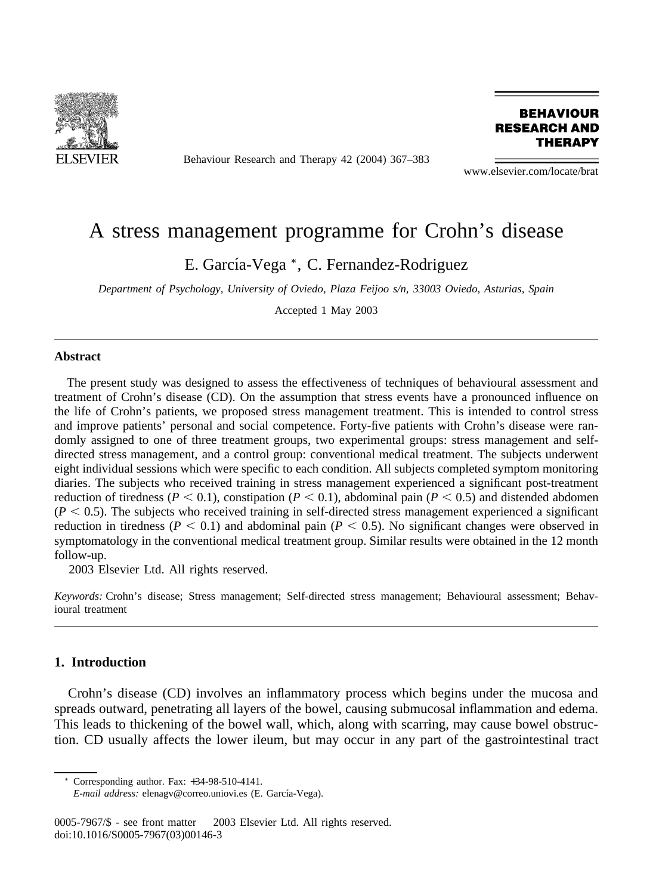# A stress management programme for Crohn's disease

E. García-Vega *, C. Fernandez-Rodriguez

*Department of Psychology, University of Oviedo, Plaza Feijoo s/n, 33003 Oviedo, Asturias, Spain*

Accepted 1 May 2003

## Abstract

The present study was designed to assess the effectiveness of techniques of behavioural assessment and treatment of Crohn's disease (CD). On the assumption that stress events have a pronounced influence on the life of Crohn's patients, we proposed stress management treatment. This is intended to control stress and improve patients' personal and social competence. Forty-five patients with Crohn's disease were randomly assigned to one of three treatment groups, two experimental groups: stress management and self-directed stress management, and a control group: conventional medical treatment. The subjects underwent eight individual sessions which were specific to each condition. All subjects completed symptom monitoring diaries. The subjects who received training in stress management experienced a significant post-treatment reduction of tiredness ($P < 0.1$), constipation ($P < 0.1$), abdominal pain ($P < 0.5$) and distended abdomen ($P < 0.5$). The subjects who received training in self-directed stress management experienced a significant reduction in tiredness ($P < 0.1$) and abdominal pain ($P < 0.5$). No significant changes were observed in symptomatology in the conventional medical treatment group. Similar results were obtained in the 12 month follow-up.

2003 Elsevier Ltd. All rights reserved.

*Keywords:* Crohn's disease; Stress management; Self-directed stress management; Behavioural assessment; Behavioural treatment

## 1. Introduction

Crohn's disease (CD) involves an inflammatory process which begins under the mucosa and spreads outward, penetrating all layers of the bowel, causing submucosal inflammation and edema. This leads to thickening of the bowel wall, which, along with scarring, may cause bowel obstruction. CD usually affects the lower ileum, but may occur in any part of the gastrointestinal tract

* Corresponding author. Fax: +34-98-510-4141.
*E-mail address:* elenagv@correo.uniovi.es (E. García-Vega).

0005-7967/$ - see front matter 2003 Elsevier Ltd. All rights reserved.
doi:10.1016/S0005-7967(03)00146-3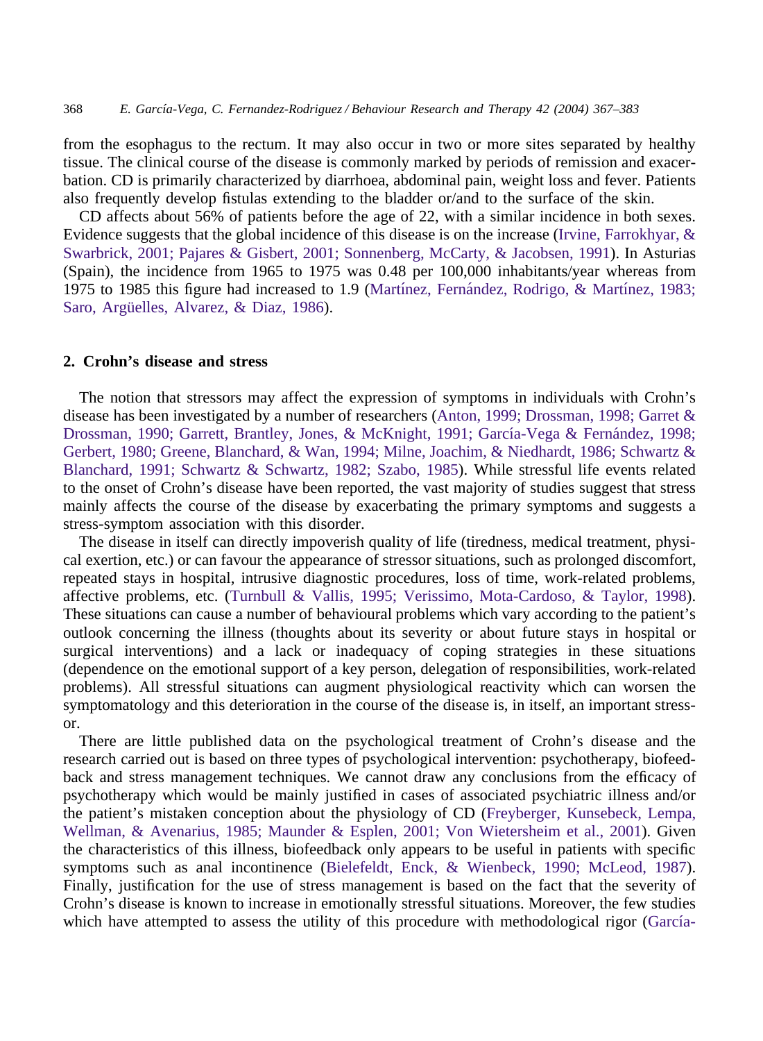from the esophagus to the rectum. It may also occur in two or more sites separated by healthy tissue. The clinical course of the disease is commonly marked by periods of remission and exacerbation. CD is primarily characterized by diarrhoea, abdominal pain, weight loss and fever. Patients also frequently develop fistulas extending to the bladder or/and to the surface of the skin.

CD affects about 56% of patients before the age of 22, with a similar incidence in both sexes. Evidence suggests that the global incidence of this disease is on the increase (Irvine, Farrokhyar, & Swarbrick, 2001; Pajares & Gisbert, 2001; Sonnenberg, McCarty, & Jacobsen, 1991). In Asturias (Spain), the incidence from 1965 to 1975 was 0.48 per 100,000 inhabitants/year whereas from 1975 to 1985 this figure had increased to 1.9 (Martínez, Fernández, Rodrigo, & Martínez, 1983; Saro, Argüelles, Alvarez, & Diaz, 1986).

## 2. Crohn's disease and stress

The notion that stressors may affect the expression of symptoms in individuals with Crohn's disease has been investigated by a number of researchers (Anton, 1999; Drossman, 1998; Garret & Drossman, 1990; Garrett, Brantley, Jones, & McKnight, 1991; García-Vega & Fernández, 1998; Gerbert, 1980; Greene, Blanchard, & Wan, 1994; Milne, Joachim, & Niedhardt, 1986; Schwartz & Blanchard, 1991; Schwartz & Schwartz, 1982; Szabo, 1985). While stressful life events related to the onset of Crohn's disease have been reported, the vast majority of studies suggest that stress mainly affects the course of the disease by exacerbating the primary symptoms and suggests a stress-symptom association with this disorder.

The disease in itself can directly impoverish quality of life (tiredness, medical treatment, physical exertion, etc.) or can favour the appearance of stressor situations, such as prolonged discomfort, repeated stays in hospital, intrusive diagnostic procedures, loss of time, work-related problems, affective problems, etc. (Turnbull & Vallis, 1995; Verissimo, Mota-Cardoso, & Taylor, 1998). These situations can cause a number of behavioural problems which vary according to the patient's outlook concerning the illness (thoughts about its severity or about future stays in hospital or surgical interventions) and a lack or inadequacy of coping strategies in these situations (dependence on the emotional support of a key person, delegation of responsibilities, work-related problems). All stressful situations can augment physiological reactivity which can worsen the symptomatology and this deterioration in the course of the disease is, in itself, an important stressor.

There are little published data on the psychological treatment of Crohn's disease and the research carried out is based on three types of psychological intervention: psychotherapy, biofeedback and stress management techniques. We cannot draw any conclusions from the efficacy of psychotherapy which would be mainly justified in cases of associated psychiatric illness and/or the patient's mistaken conception about the physiology of CD (Freyberger, Kunsebeck, Lempa, Wellman, & Avenarius, 1985; Maunder & Esplen, 2001; Von Wietersheim et al., 2001). Given the characteristics of this illness, biofeedback only appears to be useful in patients with specific symptoms such as anal incontinence (Bielefeldt, Enck, & Wienbeck, 1990; McLeod, 1987). Finally, justification for the use of stress management is based on the fact that the severity of Crohn's disease is known to increase in emotionally stressful situations. Moreover, the few studies which have attempted to assess the utility of this procedure with methodological rigor (García-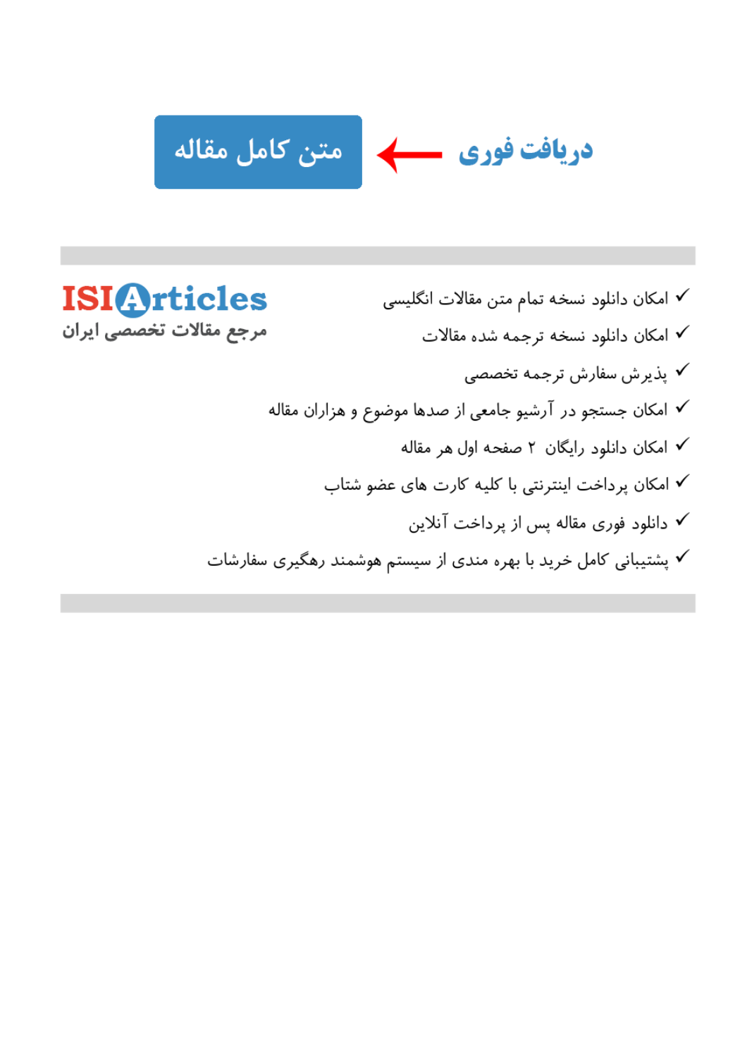دریافت فوری ← **متن کامل مقاله**

**ISIArticles**
مرجع مقالات تخصصی ایران

- ✓ امکان دانلود نسخه تمام متن مقالات انگلیسی
- ✓ امکان دانلود نسخه ترجمه شده مقالات
- ✓ پذیرش سفارش ترجمه تخصصی
- ✓ امکان جستجو در آرشیو جامعی از صدها موضوع و هزاران مقاله
- ✓ امکان دانلود رایگان ۲ صفحه اول هر مقاله
- ✓ امکان پرداخت اینترنتی با کلیه کارت های عضو شتاب
- ✓ دانلود فوری مقاله پس از پرداخت آنلاین
- ✓ پشتیبانی کامل خرید با بهره مندی از سیستم هوشمند رهگیری سفارشات